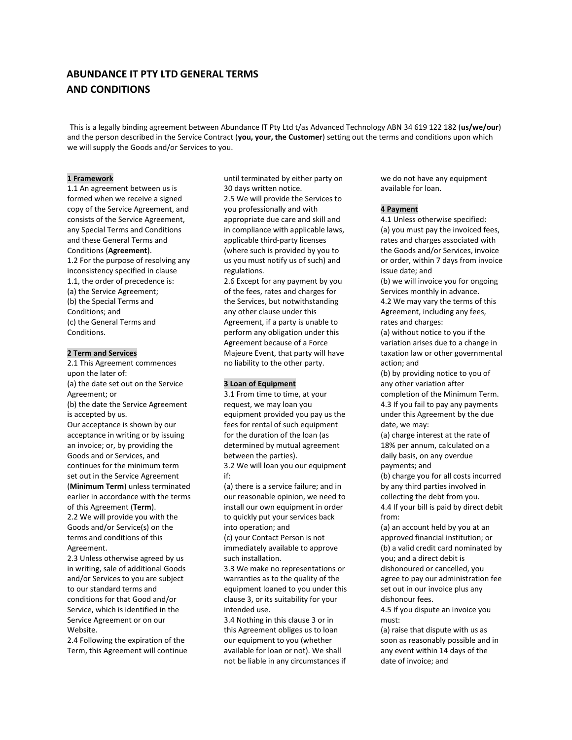# ABUNDANCE IT PTY LTD GENERAL TERMS AND CONDITIONS

This is a legally binding agreement between Abundance IT Pty Ltd t/as Advanced Technology ABN 34 619 122 182 (**us/we/our**) and the person described in the Service Contract (**you, your, the Customer**) setting out the terms and conditions upon which we will supply the Goods and/or Services to you.

## 1 Framework

1.1 An agreement between us is formed when we receive a signed copy of the Service Agreement, and consists of the Service Agreement, any Special Terms and Conditions and these General Terms and Conditions (**Agreement**).

1.2 For the purpose of resolving any inconsistency specified in clause 1.1, the order of precedence is:

(a) the Service Agreement;

(b) the Special Terms and Conditions; and

(c) the General Terms and Conditions.

## 2 Term and Services

2.1 This Agreement commences upon the later of:

(a) the date set out on the Service Agreement; or

(b) the date the Service Agreement is accepted by us.

Our acceptance is shown by our acceptance in writing or by issuing an invoice; or, by providing the Goods and or Services, and continues for the minimum term set out in the Service Agreement (**Minimum Term**) unless terminated earlier in accordance with the terms of this Agreement (**Term**).

2.2 We will provide you with the Goods and/or Service(s) on the terms and conditions of this Agreement.

2.3 Unless otherwise agreed by us in writing, sale of additional Goods and/or Services to you are subject to our standard terms and conditions for that Good and/or Service, which is identified in the Service Agreement or on our Website.

2.4 Following the expiration of the Term, this Agreement will continue until terminated by either party on 30 days written notice.

2.5 We will provide the Services to you professionally and with appropriate due care and skill and in compliance with applicable laws, applicable third-party licenses (where such is provided by you to us you must notify us of such) and regulations.

2.6 Except for any payment by you of the fees, rates and charges for the Services, but notwithstanding any other clause under this Agreement, if a party is unable to perform any obligation under this Agreement because of a Force Majeure Event, that party will have no liability to the other party.

## 3 Loan of Equipment

3.1 From time to time, at your request, we may loan you equipment provided you pay us the fees for rental of such equipment for the duration of the loan (as determined by mutual agreement between the parties).

3.2 We will loan you our equipment if:

(a) there is a service failure; and in our reasonable opinion, we need to install our own equipment in order to quickly put your services back into operation; and

(c) your Contact Person is not immediately available to approve such installation.

3.3 We make no representations or warranties as to the quality of the equipment loaned to you under this clause 3, or its suitability for your intended use.

3.4 Nothing in this clause 3 or in this Agreement obliges us to loan our equipment to you (whether available for loan or not). We shall not be liable in any circumstances if we do not have any equipment available for loan.

## 4 Payment

4.1 Unless otherwise specified:

(a) you must pay the invoiced fees, rates and charges associated with the Goods and/or Services, invoice or order, within 7 days from invoice issue date; and

(b) we will invoice you for ongoing Services monthly in advance.

4.2 We may vary the terms of this Agreement, including any fees, rates and charges:

(a) without notice to you if the variation arises due to a change in taxation law or other governmental action; and

(b) by providing notice to you of any other variation after completion of the Minimum Term.

4.3 If you fail to pay any payments under this Agreement by the due date, we may:

(a) charge interest at the rate of 18% per annum, calculated on a daily basis, on any overdue payments; and

(b) charge you for all costs incurred by any third parties involved in collecting the debt from you.

4.4 If your bill is paid by direct debit from:

(a) an account held by you at an approved financial institution; or

(b) a valid credit card nominated by you; and a direct debit is dishonoured or cancelled, you agree to pay our administration fee set out in our invoice plus any dishonour fees.

4.5 If you dispute an invoice you must:

(a) raise that dispute with us as soon as reasonably possible and in any event within 14 days of the date of invoice; and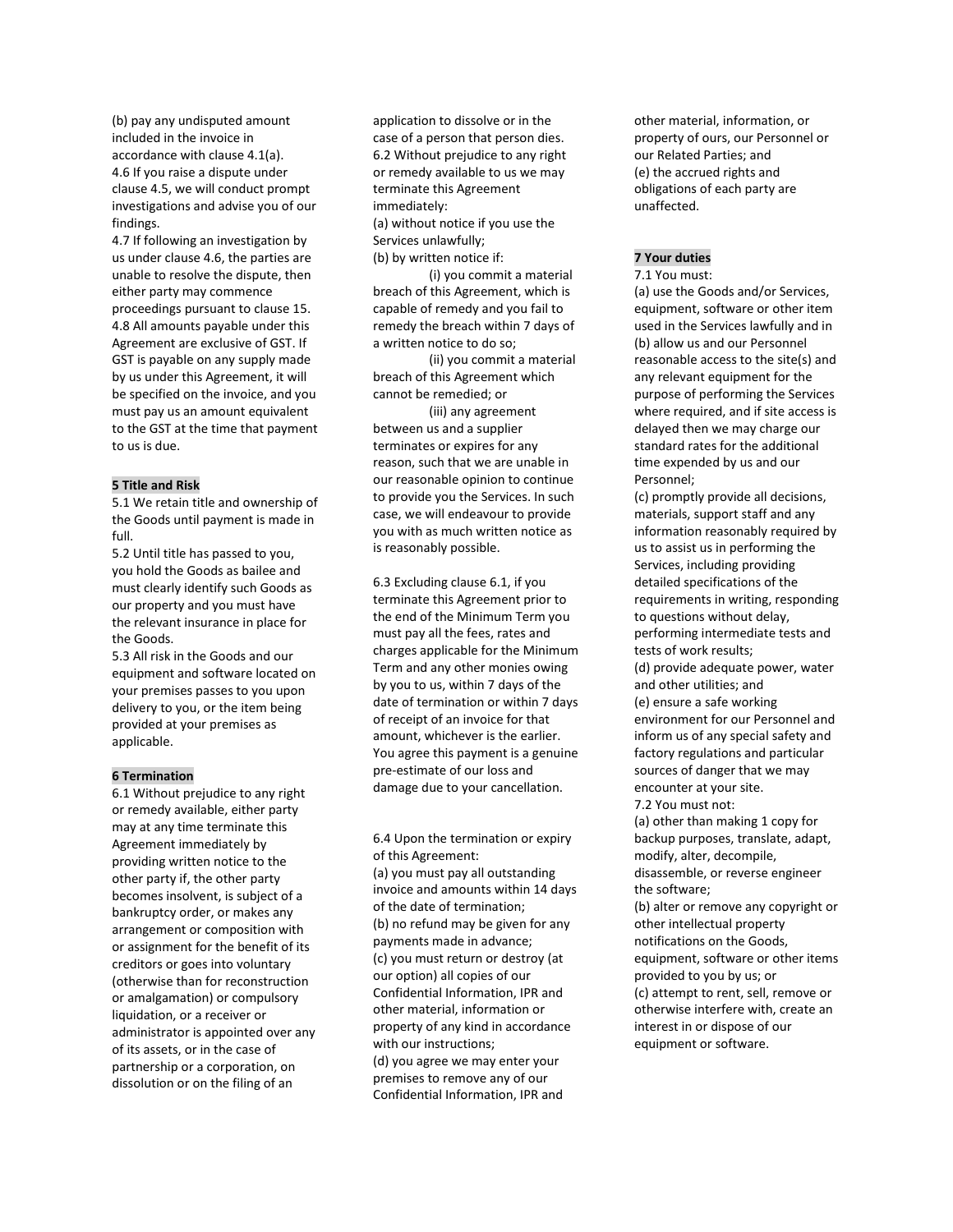(b) pay any undisputed amount included in the invoice in accordance with clause 4.1(a).

4.6 If you raise a dispute under clause 4.5, we will conduct prompt investigations and advise you of our findings.

4.7 If following an investigation by us under clause 4.6, the parties are unable to resolve the dispute, then either party may commence proceedings pursuant to clause 15.

4.8 All amounts payable under this Agreement are exclusive of GST. If GST is payable on any supply made by us under this Agreement, it will be specified on the invoice, and you must pay us an amount equivalent to the GST at the time that payment to us is due.

## 5 Title and Risk

5.1 We retain title and ownership of the Goods until payment is made in full.

5.2 Until title has passed to you, you hold the Goods as bailee and must clearly identify such Goods as our property and you must have the relevant insurance in place for the Goods.

5.3 All risk in the Goods and our equipment and software located on your premises passes to you upon delivery to you, or the item being provided at your premises as applicable.

## 6 Termination

6.1 Without prejudice to any right or remedy available, either party may at any time terminate this Agreement immediately by providing written notice to the other party if, the other party becomes insolvent, is subject of a bankruptcy order, or makes any arrangement or composition with or assignment for the benefit of its creditors or goes into voluntary (otherwise than for reconstruction or amalgamation) or compulsory liquidation, or a receiver or administrator is appointed over any of its assets, or in the case of partnership or a corporation, on dissolution or on the filing of an application to dissolve or in the case of a person that person dies.

6.2 Without prejudice to any right or remedy available to us we may terminate this Agreement immediately:

(a) without notice if you use the Services unlawfully;

(b) by written notice if:

(i) you commit a material breach of this Agreement, which is capable of remedy and you fail to remedy the breach within 7 days of a written notice to do so;

(ii) you commit a material breach of this Agreement which cannot be remedied; or

(iii) any agreement between us and a supplier terminates or expires for any reason, such that we are unable in our reasonable opinion to continue to provide you the Services. In such case, we will endeavour to provide you with as much written notice as is reasonably possible.

6.3 Excluding clause 6.1, if you terminate this Agreement prior to the end of the Minimum Term you must pay all the fees, rates and charges applicable for the Minimum Term and any other monies owing by you to us, within 7 days of the date of termination or within 7 days of receipt of an invoice for that amount, whichever is the earlier. You agree this payment is a genuine pre-estimate of our loss and damage due to your cancellation.

6.4 Upon the termination or expiry of this Agreement:

(a) you must pay all outstanding invoice and amounts within 14 days of the date of termination;

(b) no refund may be given for any payments made in advance;

(c) you must return or destroy (at our option) all copies of our Confidential Information, IPR and other material, information or property of any kind in accordance with our instructions;

(d) you agree we may enter your premises to remove any of our Confidential Information, IPR and other material, information, or property of ours, our Personnel or our Related Parties; and

(e) the accrued rights and obligations of each party are unaffected.

## 7 Your duties

7.1 You must:

(a) use the Goods and/or Services, equipment, software or other item used in the Services lawfully and in

(b) allow us and our Personnel reasonable access to the site(s) and any relevant equipment for the purpose of performing the Services where required, and if site access is delayed then we may charge our standard rates for the additional time expended by us and our Personnel;

(c) promptly provide all decisions, materials, support staff and any information reasonably required by us to assist us in performing the Services, including providing detailed specifications of the requirements in writing, responding to questions without delay, performing intermediate tests and tests of work results;

(d) provide adequate power, water and other utilities; and

(e) ensure a safe working environment for our Personnel and inform us of any special safety and factory regulations and particular sources of danger that we may encounter at your site.

7.2 You must not:

(a) other than making 1 copy for backup purposes, translate, adapt, modify, alter, decompile, disassemble, or reverse engineer the software;

(b) alter or remove any copyright or other intellectual property notifications on the Goods, equipment, software or other items provided to you by us; or

(c) attempt to rent, sell, remove or otherwise interfere with, create an interest in or dispose of our equipment or software.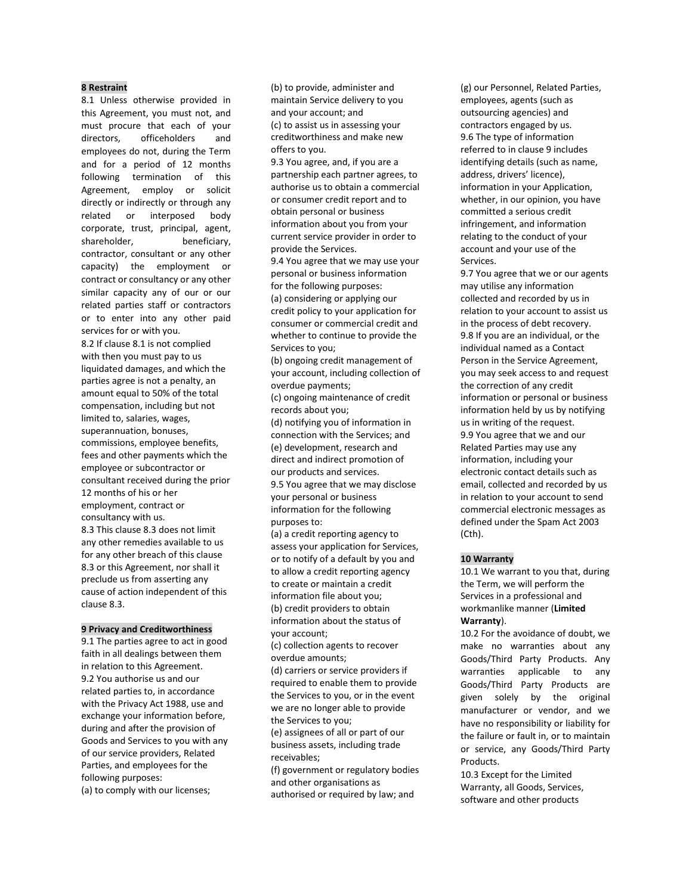**8 Restraint**

8.1 Unless otherwise provided in this Agreement, you must not, and must procure that each of your directors, officeholders and employees do not, during the Term and for a period of 12 months following termination of this Agreement, employ or solicit directly or indirectly or through any related or interposed body corporate, trust, principal, agent, shareholder, beneficiary, contractor, consultant or any other capacity) the employment or contract or consultancy or any other similar capacity any of our or our related parties staff or contractors or to enter into any other paid services for or with you.

8.2 If clause 8.1 is not complied with then you must pay to us liquidated damages, and which the parties agree is not a penalty, an amount equal to 50% of the total compensation, including but not limited to, salaries, wages, superannuation, bonuses, commissions, employee benefits, fees and other payments which the employee or subcontractor or consultant received during the prior 12 months of his or her employment, contract or consultancy with us.

8.3 This clause 8.3 does not limit any other remedies available to us for any other breach of this clause 8.3 or this Agreement, nor shall it preclude us from asserting any cause of action independent of this clause 8.3.

**9 Privacy and Creditworthiness**

9.1 The parties agree to act in good faith in all dealings between them in relation to this Agreement.

9.2 You authorise us and our related parties to, in accordance with the Privacy Act 1988, use and exchange your information before, during and after the provision of Goods and Services to you with any of our service providers, Related Parties, and employees for the following purposes:

(a) to comply with our licenses;

(b) to provide, administer and maintain Service delivery to you and your account; and

(c) to assist us in assessing your creditworthiness and make new offers to you.

9.3 You agree, and, if you are a partnership each partner agrees, to authorise us to obtain a commercial or consumer credit report and to obtain personal or business information about you from your current service provider in order to provide the Services.

9.4 You agree that we may use your personal or business information for the following purposes:

(a) considering or applying our credit policy to your application for consumer or commercial credit and whether to continue to provide the Services to you;

(b) ongoing credit management of your account, including collection of overdue payments;

(c) ongoing maintenance of credit records about you;

(d) notifying you of information in connection with the Services; and

(e) development, research and direct and indirect promotion of our products and services.

9.5 You agree that we may disclose your personal or business information for the following purposes to:

(a) a credit reporting agency to assess your application for Services, or to notify of a default by you and to allow a credit reporting agency to create or maintain a credit information file about you;

(b) credit providers to obtain information about the status of your account;

(c) collection agents to recover overdue amounts;

(d) carriers or service providers if required to enable them to provide the Services to you, or in the event we are no longer able to provide the Services to you;

(e) assignees of all or part of our business assets, including trade receivables;

(f) government or regulatory bodies and other organisations as authorised or required by law; and

(g) our Personnel, Related Parties, employees, agents (such as outsourcing agencies) and contractors engaged by us.

9.6 The type of information referred to in clause 9 includes identifying details (such as name, address, drivers' licence), information in your Application, whether, in our opinion, you have committed a serious credit infringement, and information relating to the conduct of your account and your use of the Services.

9.7 You agree that we or our agents may utilise any information collected and recorded by us in relation to your account to assist us in the process of debt recovery.

9.8 If you are an individual, or the individual named as a Contact Person in the Service Agreement, you may seek access to and request the correction of any credit information or personal or business information held by us by notifying us in writing of the request.

9.9 You agree that we and our Related Parties may use any information, including your electronic contact details such as email, collected and recorded by us in relation to your account to send commercial electronic messages as defined under the Spam Act 2003 (Cth).

**10 Warranty**

10.1 We warrant to you that, during the Term, we will perform the Services in a professional and workmanlike manner (**Limited Warranty**).

10.2 For the avoidance of doubt, we make no warranties about any Goods/Third Party Products. Any warranties applicable to any Goods/Third Party Products are given solely by the original manufacturer or vendor, and we have no responsibility or liability for the failure or fault in, or to maintain or service, any Goods/Third Party Products.

10.3 Except for the Limited Warranty, all Goods, Services, software and other products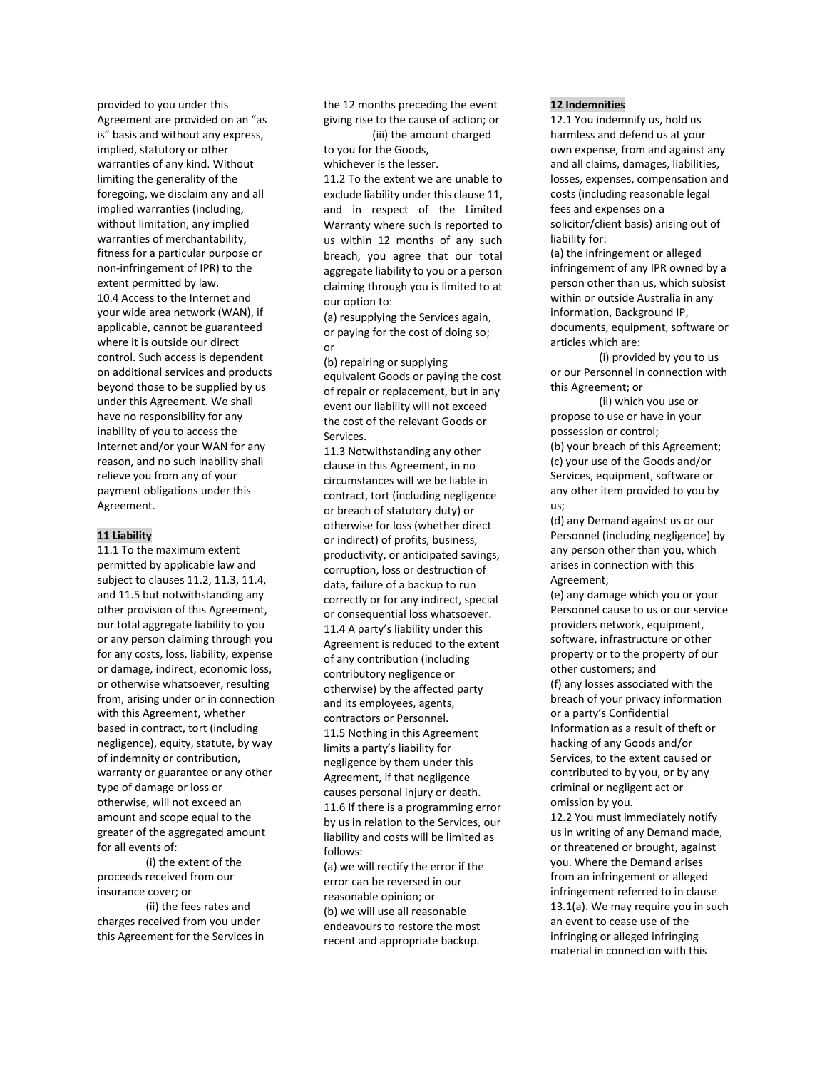provided to you under this Agreement are provided on an "as is" basis and without any express, implied, statutory or other warranties of any kind. Without limiting the generality of the foregoing, we disclaim any and all implied warranties (including, without limitation, any implied warranties of merchantability, fitness for a particular purpose or non-infringement of IPR) to the extent permitted by law.

10.4 Access to the Internet and your wide area network (WAN), if applicable, cannot be guaranteed where it is outside our direct control. Such access is dependent on additional services and products beyond those to be supplied by us under this Agreement. We shall have no responsibility for any inability of you to access the Internet and/or your WAN for any reason, and no such inability shall relieve you from any of your payment obligations under this Agreement.

**11 Liability**

11.1 To the maximum extent permitted by applicable law and subject to clauses 11.2, 11.3, 11.4, and 11.5 but notwithstanding any other provision of this Agreement, our total aggregate liability to you or any person claiming through you for any costs, loss, liability, expense or damage, indirect, economic loss, or otherwise whatsoever, resulting from, arising under or in connection with this Agreement, whether based in contract, tort (including negligence), equity, statute, by way of indemnity or contribution, warranty or guarantee or any other type of damage or loss or otherwise, will not exceed an amount and scope equal to the greater of the aggregated amount for all events of:

(i) the extent of the proceeds received from our insurance cover; or

(ii) the fees rates and charges received from you under this Agreement for the Services in the 12 months preceding the event giving rise to the cause of action; or

(iii) the amount charged to you for the Goods,

whichever is the lesser.

11.2 To the extent we are unable to exclude liability under this clause 11, and in respect of the Limited Warranty where such is reported to us within 12 months of any such breach, you agree that our total aggregate liability to you or a person claiming through you is limited to at our option to:

(a) resupplying the Services again, or paying for the cost of doing so; or

(b) repairing or supplying equivalent Goods or paying the cost of repair or replacement, but in any event our liability will not exceed the cost of the relevant Goods or Services.

11.3 Notwithstanding any other clause in this Agreement, in no circumstances will we be liable in contract, tort (including negligence or breach of statutory duty) or otherwise for loss (whether direct or indirect) of profits, business, productivity, or anticipated savings, corruption, loss or destruction of data, failure of a backup to run correctly or for any indirect, special or consequential loss whatsoever.

11.4 A party's liability under this Agreement is reduced to the extent of any contribution (including contributory negligence or otherwise) by the affected party and its employees, agents, contractors or Personnel.

11.5 Nothing in this Agreement limits a party's liability for negligence by them under this Agreement, if that negligence causes personal injury or death.

11.6 If there is a programming error by us in relation to the Services, our liability and costs will be limited as follows:

(a) we will rectify the error if the error can be reversed in our reasonable opinion; or

(b) we will use all reasonable endeavours to restore the most recent and appropriate backup.

**12 Indemnities**

12.1 You indemnify us, hold us harmless and defend us at your own expense, from and against any and all claims, damages, liabilities, losses, expenses, compensation and costs (including reasonable legal fees and expenses on a solicitor/client basis) arising out of liability for:

(a) the infringement or alleged infringement of any IPR owned by a person other than us, which subsist within or outside Australia in any information, Background IP, documents, equipment, software or articles which are:

(i) provided by you to us or our Personnel in connection with this Agreement; or

(ii) which you use or propose to use or have in your possession or control;

(b) your breach of this Agreement;

(c) your use of the Goods and/or Services, equipment, software or any other item provided to you by us;

(d) any Demand against us or our Personnel (including negligence) by any person other than you, which arises in connection with this Agreement;

(e) any damage which you or your Personnel cause to us or our service providers network, equipment, software, infrastructure or other property or to the property of our other customers; and

(f) any losses associated with the breach of your privacy information or a party's Confidential Information as a result of theft or hacking of any Goods and/or Services, to the extent caused or contributed to by you, or by any criminal or negligent act or omission by you.

12.2 You must immediately notify us in writing of any Demand made, or threatened or brought, against you. Where the Demand arises from an infringement or alleged infringement referred to in clause 13.1(a). We may require you in such an event to cease use of the infringing or alleged infringing material in connection with this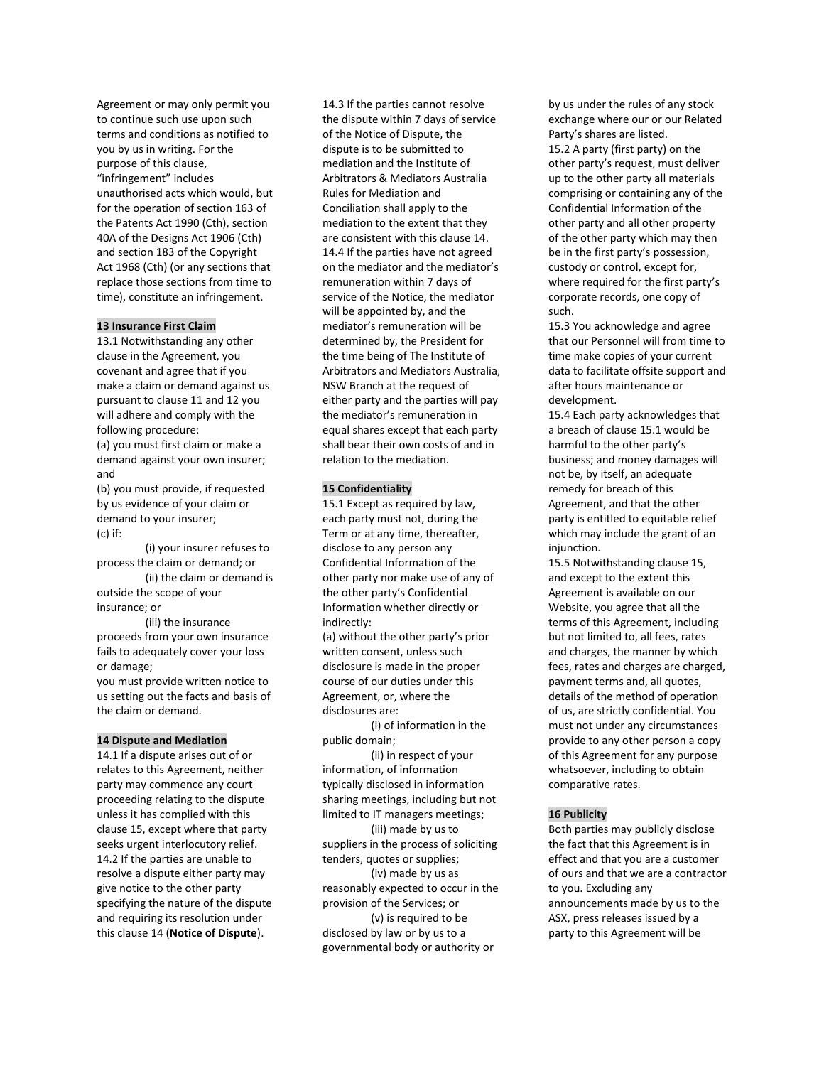Agreement or may only permit you to continue such use upon such terms and conditions as notified to you by us in writing. For the purpose of this clause, "infringement" includes unauthorised acts which would, but for the operation of section 163 of the Patents Act 1990 (Cth), section 40A of the Designs Act 1906 (Cth) and section 183 of the Copyright Act 1968 (Cth) (or any sections that replace those sections from time to time), constitute an infringement.

**13 Insurance First Claim**

13.1 Notwithstanding any other clause in the Agreement, you covenant and agree that if you make a claim or demand against us pursuant to clause 11 and 12 you will adhere and comply with the following procedure:

(a) you must first claim or make a demand against your own insurer; and

(b) you must provide, if requested by us evidence of your claim or demand to your insurer;

(c) if:

(i) your insurer refuses to process the claim or demand; or

(ii) the claim or demand is outside the scope of your insurance; or

(iii) the insurance proceeds from your own insurance fails to adequately cover your loss or damage;

you must provide written notice to us setting out the facts and basis of the claim or demand.

**14 Dispute and Mediation**

14.1 If a dispute arises out of or relates to this Agreement, neither party may commence any court proceeding relating to the dispute unless it has complied with this clause 15, except where that party seeks urgent interlocutory relief.

14.2 If the parties are unable to resolve a dispute either party may give notice to the other party specifying the nature of the dispute and requiring its resolution under this clause 14 (**Notice of Dispute**).

14.3 If the parties cannot resolve the dispute within 7 days of service of the Notice of Dispute, the dispute is to be submitted to mediation and the Institute of Arbitrators & Mediators Australia Rules for Mediation and Conciliation shall apply to the mediation to the extent that they are consistent with this clause 14.

14.4 If the parties have not agreed on the mediator and the mediator's remuneration within 7 days of service of the Notice, the mediator will be appointed by, and the mediator's remuneration will be determined by, the President for the time being of The Institute of Arbitrators and Mediators Australia, NSW Branch at the request of either party and the parties will pay the mediator's remuneration in equal shares except that each party shall bear their own costs of and in relation to the mediation.

**15 Confidentiality**

15.1 Except as required by law, each party must not, during the Term or at any time, thereafter, disclose to any person any Confidential Information of the other party nor make use of any of the other party's Confidential Information whether directly or indirectly:

(a) without the other party's prior written consent, unless such disclosure is made in the proper course of our duties under this Agreement, or, where the disclosures are:

(i) of information in the public domain;

(ii) in respect of your information, of information typically disclosed in information sharing meetings, including but not limited to IT managers meetings;

(iii) made by us to suppliers in the process of soliciting tenders, quotes or supplies;

(iv) made by us as reasonably expected to occur in the provision of the Services; or

(v) is required to be disclosed by law or by us to a governmental body or authority or by us under the rules of any stock exchange where our or our Related Party's shares are listed.

15.2 A party (first party) on the other party's request, must deliver up to the other party all materials comprising or containing any of the Confidential Information of the other party and all other property of the other party which may then be in the first party's possession, custody or control, except for, where required for the first party's corporate records, one copy of such.

15.3 You acknowledge and agree that our Personnel will from time to time make copies of your current data to facilitate offsite support and after hours maintenance or development.

15.4 Each party acknowledges that a breach of clause 15.1 would be harmful to the other party's business; and money damages will not be, by itself, an adequate remedy for breach of this Agreement, and that the other party is entitled to equitable relief which may include the grant of an injunction.

15.5 Notwithstanding clause 15, and except to the extent this Agreement is available on our Website, you agree that all the terms of this Agreement, including but not limited to, all fees, rates and charges, the manner by which fees, rates and charges are charged, payment terms and, all quotes, details of the method of operation of us, are strictly confidential. You must not under any circumstances provide to any other person a copy of this Agreement for any purpose whatsoever, including to obtain comparative rates.

**16 Publicity**

Both parties may publicly disclose the fact that this Agreement is in effect and that you are a customer of ours and that we are a contractor to you. Excluding any announcements made by us to the ASX, press releases issued by a party to this Agreement will be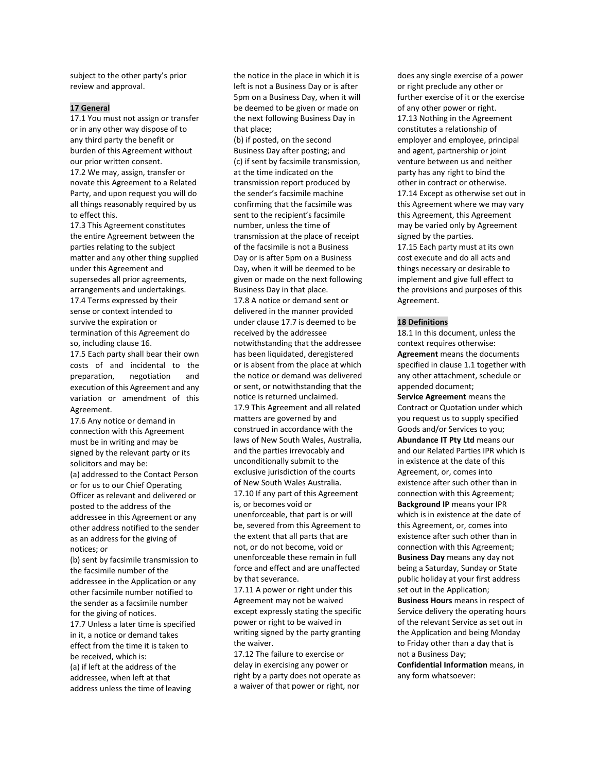subject to the other party's prior review and approval.

## 17 General

17.1 You must not assign or transfer or in any other way dispose of to any third party the benefit or burden of this Agreement without our prior written consent.

17.2 We may, assign, transfer or novate this Agreement to a Related Party, and upon request you will do all things reasonably required by us to effect this.

17.3 This Agreement constitutes the entire Agreement between the parties relating to the subject matter and any other thing supplied under this Agreement and supersedes all prior agreements, arrangements and undertakings.

17.4 Terms expressed by their sense or context intended to survive the expiration or termination of this Agreement do so, including clause 16.

17.5 Each party shall bear their own costs of and incidental to the preparation, negotiation and execution of this Agreement and any variation or amendment of this Agreement.

17.6 Any notice or demand in connection with this Agreement must be in writing and may be signed by the relevant party or its solicitors and may be:

(a) addressed to the Contact Person or for us to our Chief Operating Officer as relevant and delivered or posted to the address of the addressee in this Agreement or any other address notified to the sender as an address for the giving of notices; or

(b) sent by facsimile transmission to the facsimile number of the addressee in the Application or any other facsimile number notified to the sender as a facsimile number for the giving of notices.

17.7 Unless a later time is specified in it, a notice or demand takes effect from the time it is taken to be received, which is:

(a) if left at the address of the addressee, when left at that address unless the time of leaving the notice in the place in which it is left is not a Business Day or is after 5pm on a Business Day, when it will be deemed to be given or made on the next following Business Day in that place;

(b) if posted, on the second Business Day after posting; and

(c) if sent by facsimile transmission, at the time indicated on the transmission report produced by the sender's facsimile machine confirming that the facsimile was sent to the recipient's facsimile number, unless the time of transmission at the place of receipt of the facsimile is not a Business Day or is after 5pm on a Business Day, when it will be deemed to be given or made on the next following Business Day in that place.

17.8 A notice or demand sent or delivered in the manner provided under clause 17.7 is deemed to be received by the addressee notwithstanding that the addressee has been liquidated, deregistered or is absent from the place at which the notice or demand was delivered or sent, or notwithstanding that the notice is returned unclaimed.

17.9 This Agreement and all related matters are governed by and construed in accordance with the laws of New South Wales, Australia, and the parties irrevocably and unconditionally submit to the exclusive jurisdiction of the courts of New South Wales Australia.

17.10 If any part of this Agreement is, or becomes void or unenforceable, that part is or will be, severed from this Agreement to the extent that all parts that are not, or do not become, void or unenforceable these remain in full force and effect and are unaffected by that severance.

17.11 A power or right under this Agreement may not be waived except expressly stating the specific power or right to be waived in writing signed by the party granting the waiver.

17.12 The failure to exercise or delay in exercising any power or right by a party does not operate as a waiver of that power or right, nor does any single exercise of a power or right preclude any other or further exercise of it or the exercise of any other power or right.

17.13 Nothing in the Agreement constitutes a relationship of employer and employee, principal and agent, partnership or joint venture between us and neither party has any right to bind the other in contract or otherwise.

17.14 Except as otherwise set out in this Agreement where we may vary this Agreement, this Agreement may be varied only by Agreement signed by the parties.

17.15 Each party must at its own cost execute and do all acts and things necessary or desirable to implement and give full effect to the provisions and purposes of this Agreement.

## 18 Definitions

18.1 In this document, unless the context requires otherwise:

**Agreement** means the documents specified in clause 1.1 together with any other attachment, schedule or appended document;

**Service Agreement** means the Contract or Quotation under which you request us to supply specified Goods and/or Services to you;

**Abundance IT Pty Ltd** means our and our Related Parties IPR which is in existence at the date of this Agreement, or, comes into existence after such other than in connection with this Agreement;

**Background IP** means your IPR which is in existence at the date of this Agreement, or, comes into existence after such other than in connection with this Agreement;

**Business Day** means any day not being a Saturday, Sunday or State public holiday at your first address set out in the Application;

**Business Hours** means in respect of Service delivery the operating hours of the relevant Service as set out in the Application and being Monday to Friday other than a day that is not a Business Day;

**Confidential Information** means, in any form whatsoever: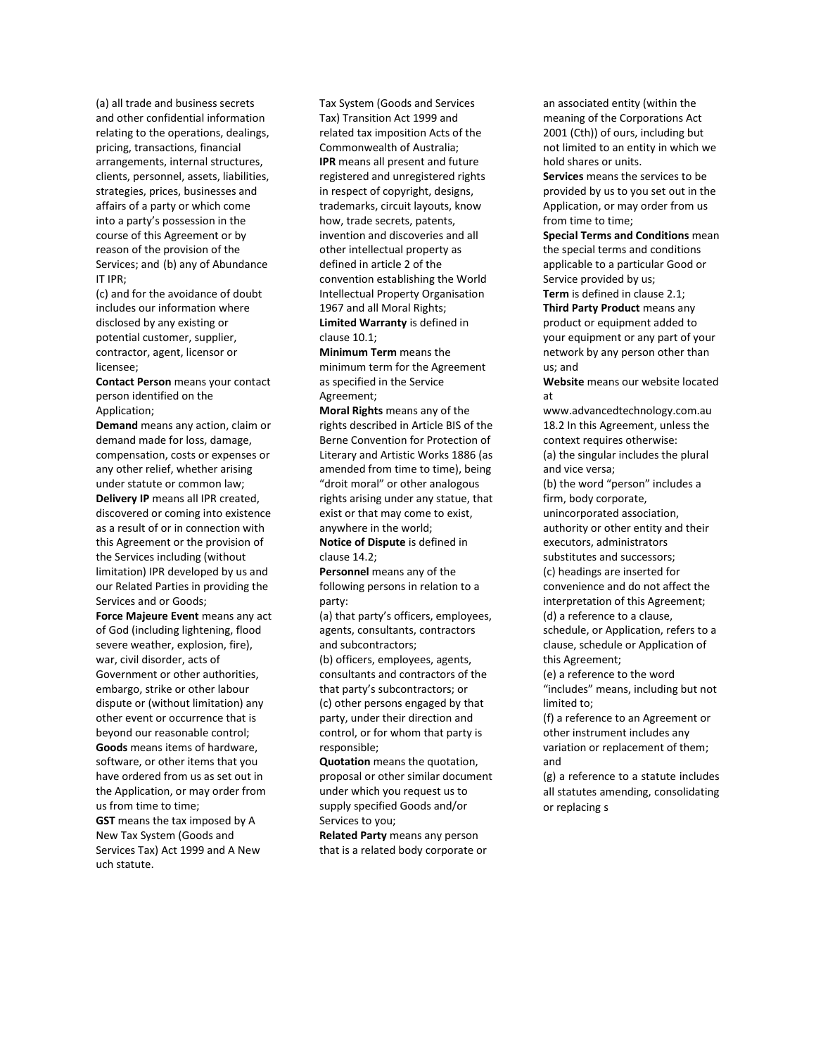(a) all trade and business secrets and other confidential information relating to the operations, dealings, pricing, transactions, financial arrangements, internal structures, clients, personnel, assets, liabilities, strategies, prices, businesses and affairs of a party or which come into a party's possession in the course of this Agreement or by reason of the provision of the Services; and (b) any of Abundance IT IPR;

(c) and for the avoidance of doubt includes our information where disclosed by any existing or potential customer, supplier, contractor, agent, licensor or licensee;

**Contact Person** means your contact person identified on the Application;

**Demand** means any action, claim or demand made for loss, damage, compensation, costs or expenses or any other relief, whether arising under statute or common law;

**Delivery IP** means all IPR created, discovered or coming into existence as a result of or in connection with this Agreement or the provision of the Services including (without limitation) IPR developed by us and our Related Parties in providing the Services and or Goods;

**Force Majeure Event** means any act of God (including lightening, flood severe weather, explosion, fire), war, civil disorder, acts of Government or other authorities, embargo, strike or other labour dispute or (without limitation) any other event or occurrence that is beyond our reasonable control;

**Goods** means items of hardware, software, or other items that you have ordered from us as set out in the Application, or may order from us from time to time;

**GST** means the tax imposed by A New Tax System (Goods and Services Tax) Act 1999 and A New uch statute.

Tax System (Goods and Services Tax) Transition Act 1999 and related tax imposition Acts of the Commonwealth of Australia;

**IPR** means all present and future registered and unregistered rights in respect of copyright, designs, trademarks, circuit layouts, know how, trade secrets, patents, invention and discoveries and all other intellectual property as defined in article 2 of the convention establishing the World Intellectual Property Organisation 1967 and all Moral Rights;

**Limited Warranty** is defined in clause 10.1;

**Minimum Term** means the minimum term for the Agreement as specified in the Service Agreement;

**Moral Rights** means any of the rights described in Article BIS of the Berne Convention for Protection of Literary and Artistic Works 1886 (as amended from time to time), being "droit moral" or other analogous rights arising under any statue, that exist or that may come to exist, anywhere in the world;

**Notice of Dispute** is defined in clause 14.2;

**Personnel** means any of the following persons in relation to a party:

(a) that party's officers, employees, agents, consultants, contractors and subcontractors;

(b) officers, employees, agents, consultants and contractors of the that party's subcontractors; or

(c) other persons engaged by that party, under their direction and control, or for whom that party is responsible;

**Quotation** means the quotation, proposal or other similar document under which you request us to supply specified Goods and/or Services to you;

**Related Party** means any person that is a related body corporate or an associated entity (within the meaning of the Corporations Act 2001 (Cth)) of ours, including but not limited to an entity in which we hold shares or units.

**Services** means the services to be provided by us to you set out in the Application, or may order from us from time to time;

**Special Terms and Conditions** mean the special terms and conditions applicable to a particular Good or Service provided by us;

**Term** is defined in clause 2.1;

**Third Party Product** means any product or equipment added to your equipment or any part of your network by any person other than us; and

**Website** means our website located at www.advancedtechnology.com.au

18.2 In this Agreement, unless the context requires otherwise:

(a) the singular includes the plural and vice versa;

(b) the word "person" includes a firm, body corporate, unincorporated association, authority or other entity and their executors, administrators substitutes and successors;

(c) headings are inserted for convenience and do not affect the interpretation of this Agreement;

(d) a reference to a clause, schedule, or Application, refers to a clause, schedule or Application of this Agreement;

(e) a reference to the word "includes" means, including but not limited to;

(f) a reference to an Agreement or other instrument includes any variation or replacement of them; and

(g) a reference to a statute includes all statutes amending, consolidating or replacing s